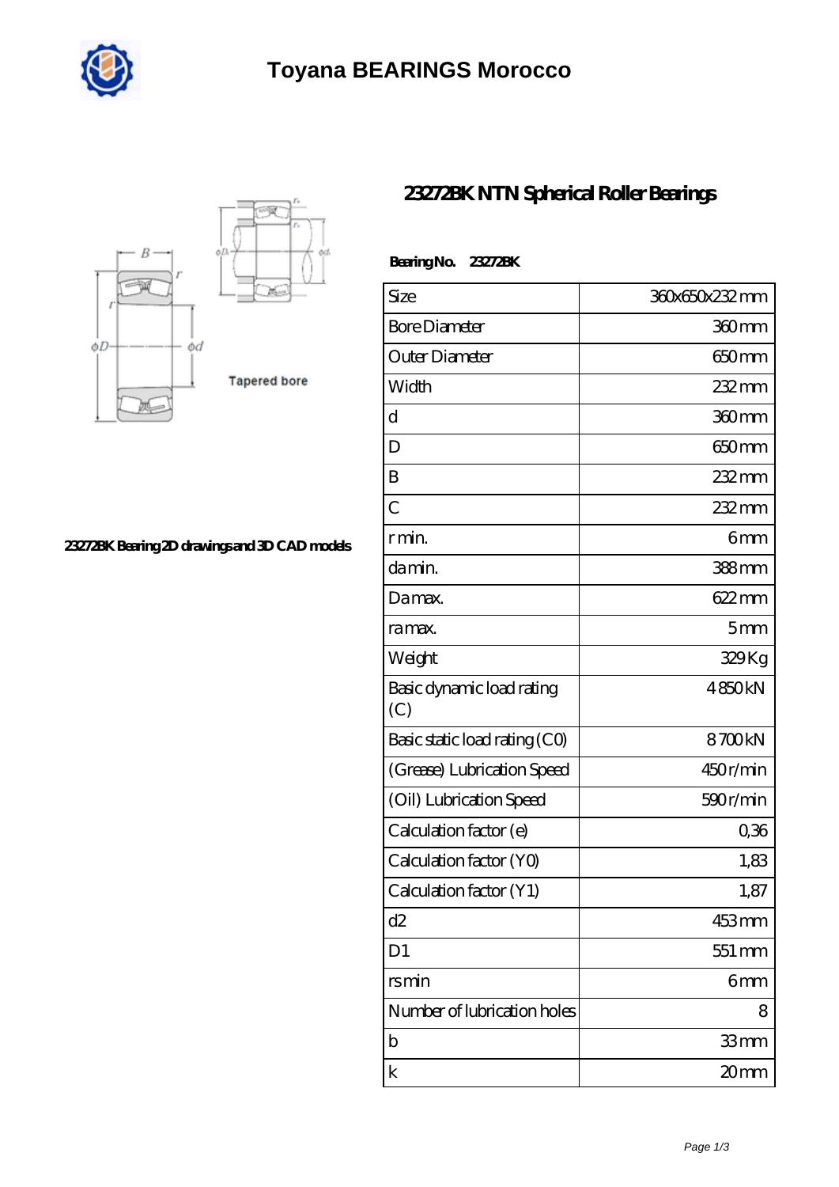# Toyana BEARINGS Morocco

## 23272BK NTN Spherical Roller Bearings

Tapered bore

23272BK Bearing 2D drawings and 3D CAD models

**Bearing No.** 23272BK

| Size | 360x650x232 mm |
|---|---|
| Bore Diameter | 360 mm |
| Outer Diameter | 650 mm |
| Width | 232 mm |
| d | 360 mm |
| D | 650 mm |
| B | 232 mm |
| C | 232 mm |
| r min. | 6 mm |
| da min. | 388 mm |
| Da max. | 622 mm |
| ra max. | 5 mm |
| Weight | 329 Kg |
| Basic dynamic load rating (C) | 4 850 kN |
| Basic static load rating (C0) | 8 700 kN |
| (Grease) Lubrication Speed | 450 r/min |
| (Oil) Lubrication Speed | 590 r/min |
| Calculation factor (e) | 0,36 |
| Calculation factor (Y0) | 1,83 |
| Calculation factor (Y1) | 1,87 |
| d2 | 453 mm |
| D1 | 551 mm |
| rs min | 6 mm |
| Number of lubrication holes | 8 |
| b | 33 mm |
| k | 20 mm |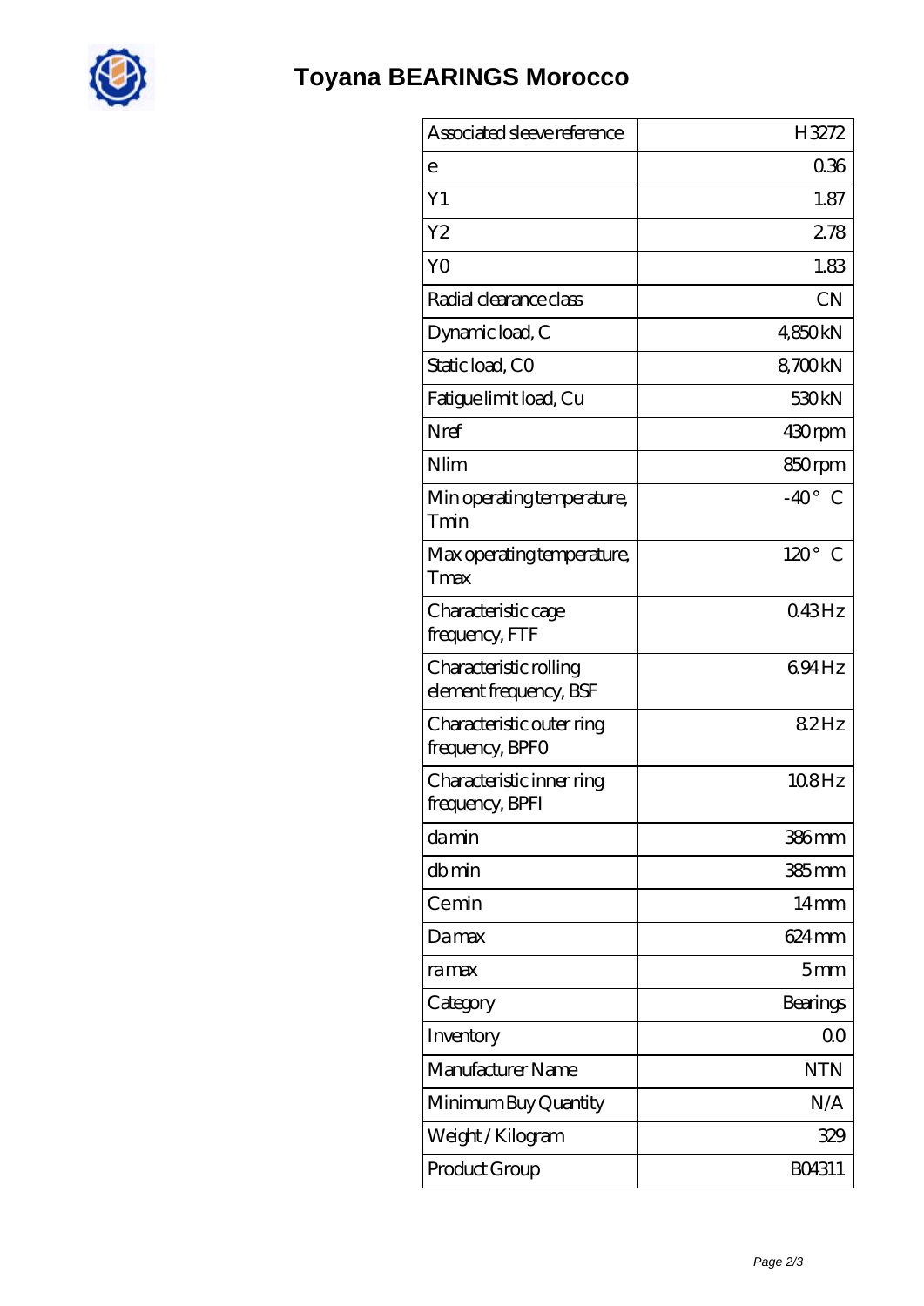# Toyana BEARINGS Morocco

| | |
|---|---|
| Associated sleeve reference | H3272 |
| e | 0.36 |
| Y1 | 1.87 |
| Y2 | 2.78 |
| Y0 | 1.83 |
| Radial clearance class | CN |
| Dynamic load, C | 4,850 kN |
| Static load, C0 | 8,700 kN |
| Fatigue limit load, Cu | 530 kN |
| Nref | 430 rpm |
| Nlim | 850 rpm |
| Min operating temperature, Tmin | -40 ° C |
| Max operating temperature, Tmax | 120 ° C |
| Characteristic cage frequency, FTF | 0.43 Hz |
| Characteristic rolling element frequency, BSF | 6.94 Hz |
| Characteristic outer ring frequency, BPFO | 8.2 Hz |
| Characteristic inner ring frequency, BPFI | 10.8 Hz |
| da min | 386 mm |
| db min | 385 mm |
| Ce min | 14 mm |
| Da max | 624 mm |
| ra max | 5 mm |
| Category | Bearings |
| Inventory | 0.0 |
| Manufacturer Name | NTN |
| Minimum Buy Quantity | N/A |
| Weight / Kilogram | 329 |
| Product Group | B04311 |